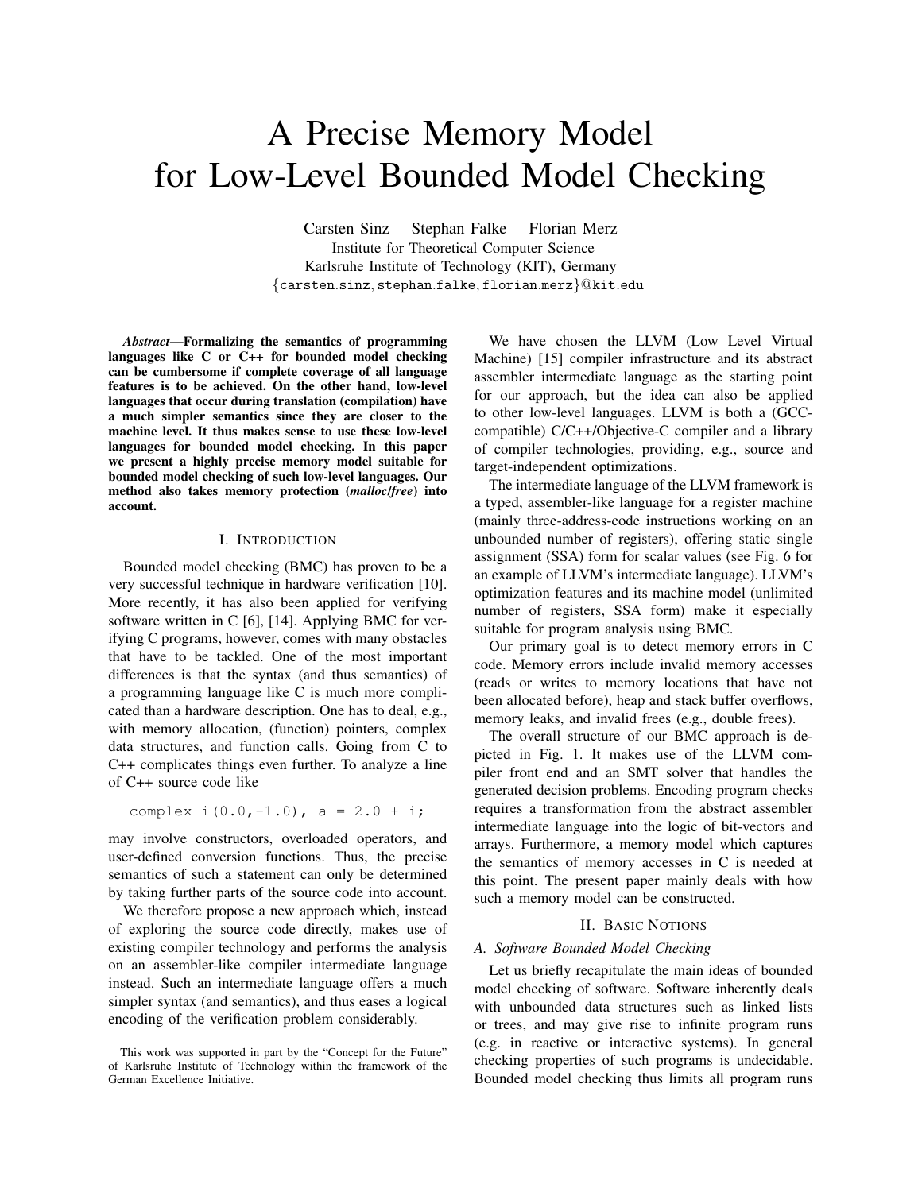# A Precise Memory Model for Low-Level Bounded Model Checking

Carsten Sinz Stephan Falke Florian Merz
Institute for Theoretical Computer Science
Karlsruhe Institute of Technology (KIT), Germany
{carsten.sinz, stephan.falke, florian.merz}@kit.edu

***Abstract*—Formalizing the semantics of programming languages like C or C++ for bounded model checking can be cumbersome if complete coverage of all language features is to be achieved. On the other hand, low-level languages that occur during translation (compilation) have a much simpler semantics since they are closer to the machine level. It thus makes sense to use these low-level languages for bounded model checking. In this paper we present a highly precise memory model suitable for bounded model checking of such low-level languages. Our method also takes memory protection (*malloc/free*) into account.**

## I. Introduction

Bounded model checking (BMC) has proven to be a very successful technique in hardware verification [10]. More recently, it has also been applied for verifying software written in C [6], [14]. Applying BMC for verifying C programs, however, comes with many obstacles that have to be tackled. One of the most important differences is that the syntax (and thus semantics) of a programming language like C is much more complicated than a hardware description. One has to deal, e.g., with memory allocation, (function) pointers, complex data structures, and function calls. Going from C to C++ complicates things even further. To analyze a line of C++ source code like

```
complex i(0.0,-1.0), a = 2.0 + i;
```

may involve constructors, overloaded operators, and user-defined conversion functions. Thus, the precise semantics of such a statement can only be determined by taking further parts of the source code into account.

We therefore propose a new approach which, instead of exploring the source code directly, makes use of existing compiler technology and performs the analysis on an assembler-like compiler intermediate language instead. Such an intermediate language offers a much simpler syntax (and semantics), and thus eases a logical encoding of the verification problem considerably.

This work was supported in part by the "Concept for the Future" of Karlsruhe Institute of Technology within the framework of the German Excellence Initiative.

We have chosen the LLVM (Low Level Virtual Machine) [15] compiler infrastructure and its abstract assembler intermediate language as the starting point for our approach, but the idea can also be applied to other low-level languages. LLVM is both a (GCC-compatible) C/C++/Objective-C compiler and a library of compiler technologies, providing, e.g., source and target-independent optimizations.

The intermediate language of the LLVM framework is a typed, assembler-like language for a register machine (mainly three-address-code instructions working on an unbounded number of registers), offering static single assignment (SSA) form for scalar values (see Fig. 6 for an example of LLVM's intermediate language). LLVM's optimization features and its machine model (unlimited number of registers, SSA form) make it especially suitable for program analysis using BMC.

Our primary goal is to detect memory errors in C code. Memory errors include invalid memory accesses (reads or writes to memory locations that have not been allocated before), heap and stack buffer overflows, memory leaks, and invalid frees (e.g., double frees).

The overall structure of our BMC approach is depicted in Fig. 1. It makes use of the LLVM compiler front end and an SMT solver that handles the generated decision problems. Encoding program checks requires a transformation from the abstract assembler intermediate language into the logic of bit-vectors and arrays. Furthermore, a memory model which captures the semantics of memory accesses in C is needed at this point. The present paper mainly deals with how such a memory model can be constructed.

## II. Basic Notions

### A. Software Bounded Model Checking

Let us briefly recapitulate the main ideas of bounded model checking of software. Software inherently deals with unbounded data structures such as linked lists or trees, and may give rise to infinite program runs (e.g. in reactive or interactive systems). In general checking properties of such programs is undecidable. Bounded model checking thus limits all program runs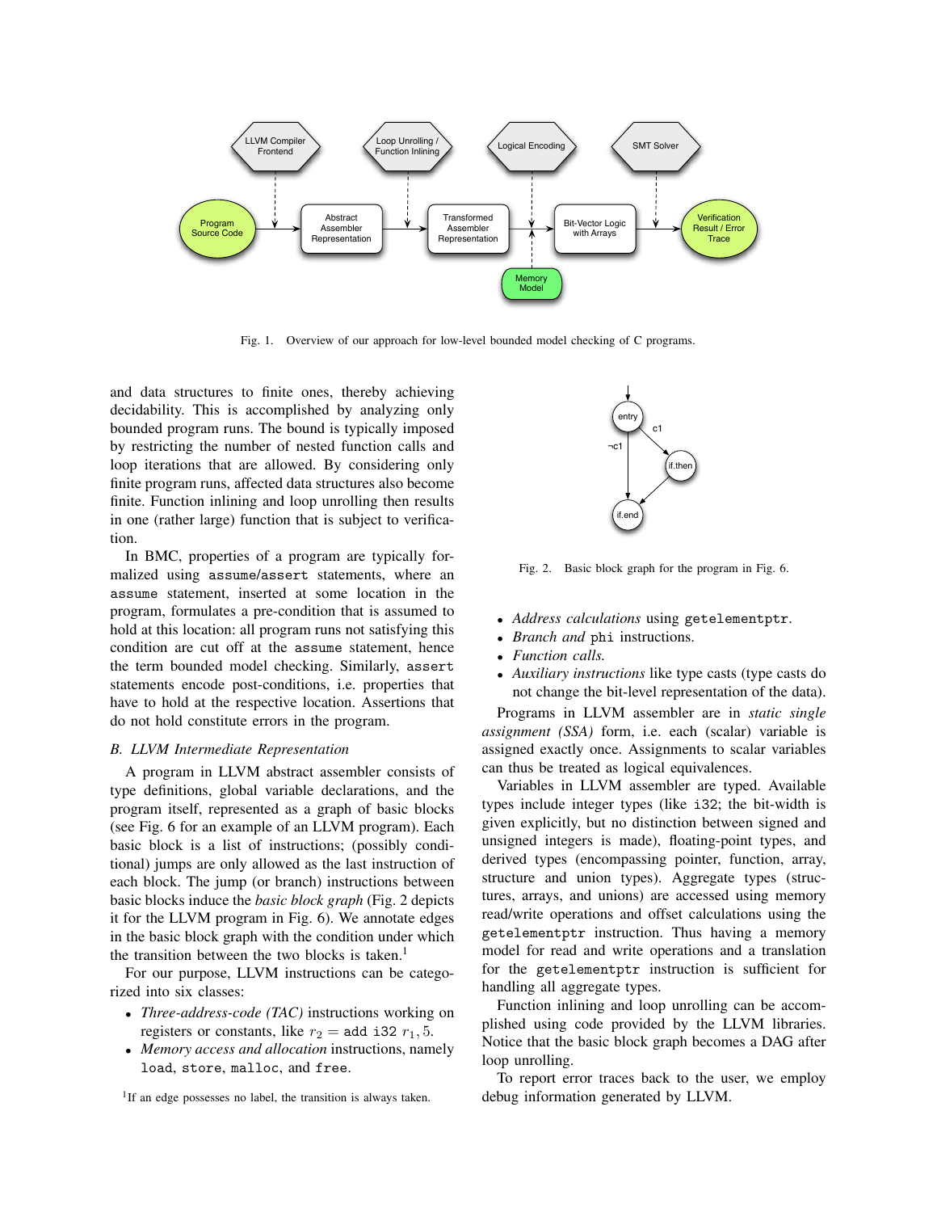Fig. 1. Overview of our approach for low-level bounded model checking of C programs.

and data structures to finite ones, thereby achieving decidability. This is accomplished by analyzing only bounded program runs. The bound is typically imposed by restricting the number of nested function calls and loop iterations that are allowed. By considering only finite program runs, affected data structures also become finite. Function inlining and loop unrolling then results in one (rather large) function that is subject to verification.

In BMC, properties of a program are typically formalized using `assume`/`assert` statements, where an `assume` statement, inserted at some location in the program, formulates a pre-condition that is assumed to hold at this location: all program runs not satisfying this condition are cut off at the `assume` statement, hence the term bounded model checking. Similarly, `assert` statements encode post-conditions, i.e. properties that have to hold at the respective location. Assertions that do not hold constitute errors in the program.

### B. LLVM Intermediate Representation

A program in LLVM abstract assembler consists of type definitions, global variable declarations, and the program itself, represented as a graph of basic blocks (see Fig. 6 for an example of an LLVM program). Each basic block is a list of instructions; (possibly conditional) jumps are only allowed as the last instruction of each block. The jump (or branch) instructions between basic blocks induce the *basic block graph* (Fig. 2 depicts it for the LLVM program in Fig. 6). We annotate edges in the basic block graph with the condition under which the transition between the two blocks is taken.[1]

For our purpose, LLVM instructions can be categorized into six classes:

- *Three-address-code (TAC)* instructions working on registers or constants, like $r_2 =$ `add i32` $r_1, 5$.
- *Memory access and allocation* instructions, namely `load`, `store`, `malloc`, and `free`.
- *Address calculations* using `getelementptr`.
- *Branch and* `phi` instructions.
- *Function calls.*
- *Auxiliary instructions* like type casts (type casts do not change the bit-level representation of the data).

[1]If an edge possesses no label, the transition is always taken.

Fig. 2. Basic block graph for the program in Fig. 6.

Programs in LLVM assembler are in *static single assignment (SSA)* form, i.e. each (scalar) variable is assigned exactly once. Assignments to scalar variables can thus be treated as logical equivalences.

Variables in LLVM assembler are typed. Available types include integer types (like `i32`; the bit-width is given explicitly, but no distinction between signed and unsigned integers is made), floating-point types, and derived types (encompassing pointer, function, array, structure and union types). Aggregate types (structures, arrays, and unions) are accessed using memory read/write operations and offset calculations using the `getelementptr` instruction. Thus having a memory model for read and write operations and a translation for the `getelementptr` instruction is sufficient for handling all aggregate types.

Function inlining and loop unrolling can be accomplished using code provided by the LLVM libraries. Notice that the basic block graph becomes a DAG after loop unrolling.

To report error traces back to the user, we employ debug information generated by LLVM.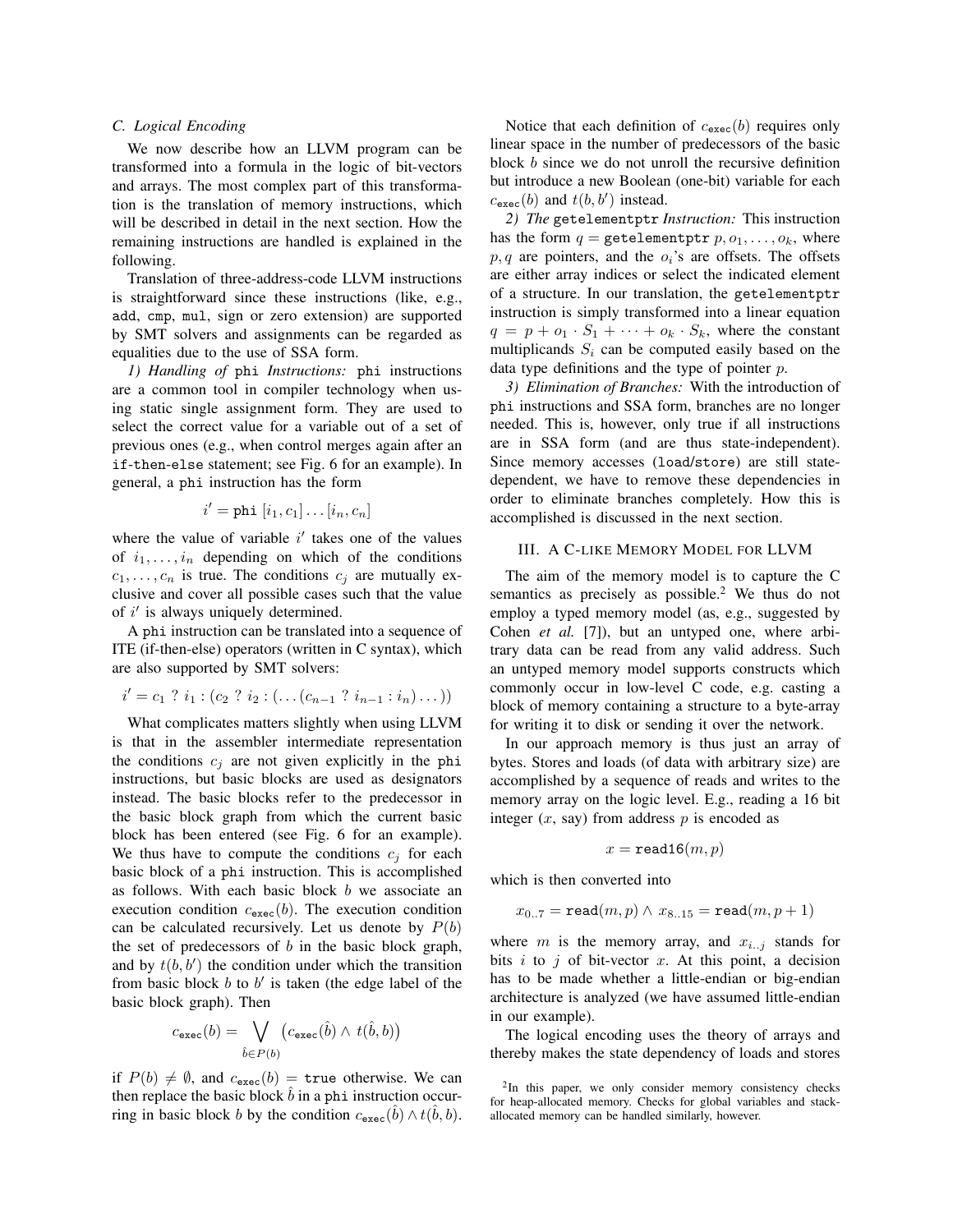### C. Logical Encoding

We now describe how an LLVM program can be transformed into a formula in the logic of bit-vectors and arrays. The most complex part of this transformation is the translation of memory instructions, which will be described in detail in the next section. How the remaining instructions are handled is explained in the following.

Translation of three-address-code LLVM instructions is straightforward since these instructions (like, e.g., `add`, `cmp`, `mul`, sign or zero extension) are supported by SMT solvers and assignments can be regarded as equalities due to the use of SSA form.

*1) Handling of* `phi` *Instructions:* `phi` instructions are a common tool in compiler technology when using static single assignment form. They are used to select the correct value for a variable out of a set of previous ones (e.g., when control merges again after an `if-then-else` statement; see Fig. 6 for an example). In general, a `phi` instruction has the form

$$i' = \texttt{phi}\ [i_1, c_1] \ldots [i_n, c_n]$$

where the value of variable $i'$ takes one of the values of $i_1, \ldots, i_n$ depending on which of the conditions $c_1, \ldots, c_n$ is true. The conditions $c_j$ are mutually exclusive and cover all possible cases such that the value of $i'$ is always uniquely determined.

A `phi` instruction can be translated into a sequence of ITE (if-then-else) operators (written in C syntax), which are also supported by SMT solvers:

$$i' = c_1\ ?\ i_1 : (c_2\ ?\ i_2 : (\ldots(c_{n-1}\ ?\ i_{n-1} : i_n)\ldots))$$

What complicates matters slightly when using LLVM is that in the assembler intermediate representation the conditions $c_j$ are not given explicitly in the `phi` instructions, but basic blocks are used as designators instead. The basic blocks refer to the predecessor in the basic block graph from which the current basic block has been entered (see Fig. 6 for an example). We thus have to compute the conditions $c_j$ for each basic block of a `phi` instruction. This is accomplished as follows. With each basic block $b$ we associate an execution condition $c_{\texttt{exec}}(b)$. The execution condition can be calculated recursively. Let us denote by $P(b)$ the set of predecessors of $b$ in the basic block graph, and by $t(b, b')$ the condition under which the transition from basic block $b$ to $b'$ is taken (the edge label of the basic block graph). Then

$$c_{\texttt{exec}}(b) = \bigvee_{\hat{b} \in P(b)} \left(c_{\texttt{exec}}(\hat{b}) \wedge t(\hat{b}, b)\right)$$

if $P(b) \neq \emptyset$, and $c_{\texttt{exec}}(b) = \texttt{true}$ otherwise. We can then replace the basic block $\hat{b}$ in a `phi` instruction occurring in basic block $b$ by the condition $c_{\texttt{exec}}(\hat{b}) \wedge t(\hat{b}, b)$.

Notice that each definition of $c_{\texttt{exec}}(b)$ requires only linear space in the number of predecessors of the basic block $b$ since we do not unroll the recursive definition but introduce a new Boolean (one-bit) variable for each $c_{\texttt{exec}}(b)$ and $t(b, b')$ instead.

*2) The* `getelementptr` *Instruction:* This instruction has the form $q = \texttt{getelementptr}\ p, o_1, \ldots, o_k$, where $p, q$ are pointers, and the $o_i$'s are offsets. The offsets are either array indices or select the indicated element of a structure. In our translation, the `getelementptr` instruction is simply transformed into a linear equation $q = p + o_1 \cdot S_1 + \cdots + o_k \cdot S_k$, where the constant multiplicands $S_i$ can be computed easily based on the data type definitions and the type of pointer $p$.

*3) Elimination of Branches:* With the introduction of `phi` instructions and SSA form, branches are no longer needed. This is, however, only true if all instructions are in SSA form (and are thus state-independent). Since memory accesses (`load`/`store`) are still state-dependent, we have to remove these dependencies in order to eliminate branches completely. How this is accomplished is discussed in the next section.

## III. A C-like Memory Model for LLVM

The aim of the memory model is to capture the C semantics as precisely as possible.[2] We thus do not employ a typed memory model (as, e.g., suggested by Cohen *et al.* [7]), but an untyped one, where arbitrary data can be read from any valid address. Such an untyped memory model supports constructs which commonly occur in low-level C code, e.g. casting a block of memory containing a structure to a byte-array for writing it to disk or sending it over the network.

In our approach memory is thus just an array of bytes. Stores and loads (of data with arbitrary size) are accomplished by a sequence of reads and writes to the memory array on the logic level. E.g., reading a 16 bit integer ($x$, say) from address $p$ is encoded as

$$x = \texttt{read16}(m, p)$$

which is then converted into

$$x_{0..7} = \texttt{read}(m, p) \wedge x_{8..15} = \texttt{read}(m, p + 1)$$

where $m$ is the memory array, and $x_{i..j}$ stands for bits $i$ to $j$ of bit-vector $x$. At this point, a decision has to be made whether a little-endian or big-endian architecture is analyzed (we have assumed little-endian in our example).

The logical encoding uses the theory of arrays and thereby makes the state dependency of loads and stores

[2] In this paper, we only consider memory consistency checks for heap-allocated memory. Checks for global variables and stack-allocated memory can be handled similarly, however.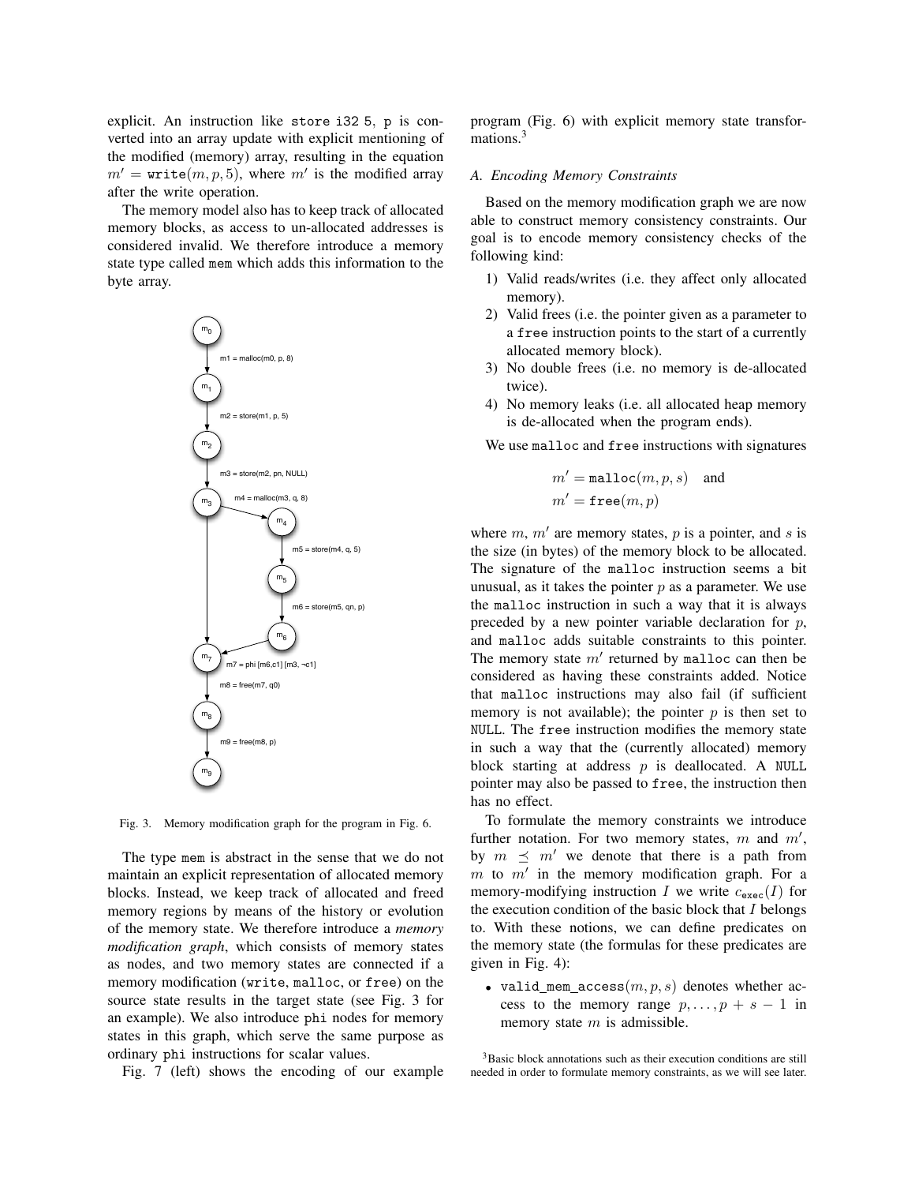explicit. An instruction like `store i32 5, p` is converted into an array update with explicit mentioning of the modified (memory) array, resulting in the equation $m' = \mathtt{write}(m, p, 5)$, where $m'$ is the modified array after the write operation.

The memory model also has to keep track of allocated memory blocks, as access to un-allocated addresses is considered invalid. We therefore introduce a memory state type called `mem` which adds this information to the byte array.

Fig. 3. Memory modification graph for the program in Fig. 6.

The type `mem` is abstract in the sense that we do not maintain an explicit representation of allocated memory blocks. Instead, we keep track of allocated and freed memory regions by means of the history or evolution of the memory state. We therefore introduce a *memory modification graph*, which consists of memory states as nodes, and two memory states are connected if a memory modification (`write`, `malloc`, or `free`) on the source state results in the target state (see Fig. 3 for an example). We also introduce `phi` nodes for memory states in this graph, which serve the same purpose as ordinary `phi` instructions for scalar values.

Fig. 7 (left) shows the encoding of our example program (Fig. 6) with explicit memory state transformations.[3]

### A. Encoding Memory Constraints

Based on the memory modification graph we are now able to construct memory consistency constraints. Our goal is to encode memory consistency checks of the following kind:

1) Valid reads/writes (i.e. they affect only allocated memory).
2) Valid frees (i.e. the pointer given as a parameter to a `free` instruction points to the start of a currently allocated memory block).
3) No double frees (i.e. no memory is de-allocated twice).
4) No memory leaks (i.e. all allocated heap memory is de-allocated when the program ends).

We use `malloc` and `free` instructions with signatures

$$m' = \mathtt{malloc}(m, p, s) \quad \text{and}$$
$$m' = \mathtt{free}(m, p)$$

where $m$, $m'$ are memory states, $p$ is a pointer, and $s$ is the size (in bytes) of the memory block to be allocated. The signature of the `malloc` instruction seems a bit unusual, as it takes the pointer $p$ as a parameter. We use the `malloc` instruction in such a way that it is always preceded by a new pointer variable declaration for $p$, and `malloc` adds suitable constraints to this pointer. The memory state $m'$ returned by `malloc` can then be considered as having these constraints added. Notice that `malloc` instructions may also fail (if sufficient memory is not available); the pointer $p$ is then set to `NULL`. The `free` instruction modifies the memory state in such a way that the (currently allocated) memory block starting at address $p$ is deallocated. A `NULL` pointer may also be passed to `free`, the instruction then has no effect.

To formulate the memory constraints we introduce further notation. For two memory states, $m$ and $m'$, by $m \preceq m'$ we denote that there is a path from $m$ to $m'$ in the memory modification graph. For a memory-modifying instruction $I$ we write $c_{\mathtt{exec}}(I)$ for the execution condition of the basic block that $I$ belongs to. With these notions, we can define predicates on the memory state (the formulas for these predicates are given in Fig. 4):

- $\mathtt{valid\_mem\_access}(m, p, s)$ denotes whether access to the memory range $p, \ldots, p + s - 1$ in memory state $m$ is admissible.

[3] Basic block annotations such as their execution conditions are still needed in order to formulate memory constraints, as we will see later.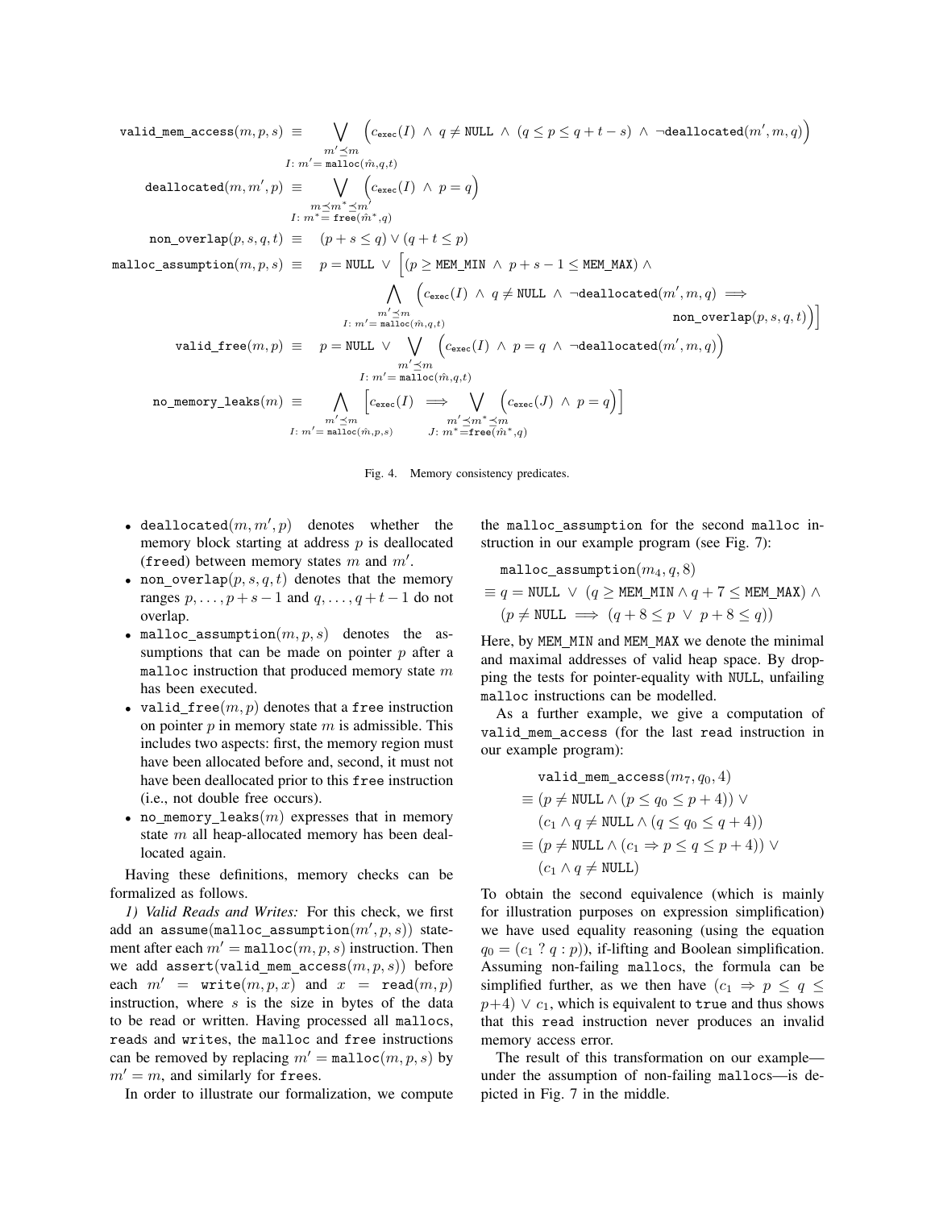$$
\begin{aligned}
\texttt{valid\_mem\_access}(m,p,s) \;&\equiv \bigvee_{\substack{m' \preceq m \\ I\colon m' = \texttt{malloc}(\hat{m},q,t)}} \Big( c_{\texttt{exec}}(I) \;\wedge\; q \neq \texttt{NULL} \;\wedge\; (q \leq p \leq q+t-s) \;\wedge\; \neg\texttt{deallocated}(m',m,q) \Big) \\
\texttt{deallocated}(m,m',p) \;&\equiv \bigvee_{\substack{m \preceq m^* \preceq m' \\ I\colon m^* = \texttt{free}(\hat{m}^*,q)}} \Big( c_{\texttt{exec}}(I) \;\wedge\; p = q \Big) \\
\texttt{non\_overlap}(p,s,q,t) \;&\equiv\; (p+s \leq q) \vee (q+t \leq p) \\
\texttt{malloc\_assumption}(m,p,s) \;&\equiv\; p = \texttt{NULL} \;\vee\; \Big[ (p \geq \texttt{MEM\_MIN} \;\wedge\; p+s-1 \leq \texttt{MEM\_MAX}) \;\wedge \\
&\qquad \bigwedge_{\substack{m' \preceq m \\ I\colon m' = \texttt{malloc}(\hat{m},q,t)}} \Big( c_{\texttt{exec}}(I) \;\wedge\; q \neq \texttt{NULL} \;\wedge\; \neg\texttt{deallocated}(m',m,q) \implies \texttt{non\_overlap}(p,s,q,t) \Big) \Big] \\
\texttt{valid\_free}(m,p) \;&\equiv\; p = \texttt{NULL} \;\vee \bigvee_{\substack{m' \preceq m \\ I\colon m' = \texttt{malloc}(\hat{m},q,t)}} \Big( c_{\texttt{exec}}(I) \;\wedge\; p = q \;\wedge\; \neg\texttt{deallocated}(m',m,q) \Big) \\
\texttt{no\_memory\_leaks}(m) \;&\equiv \bigwedge_{\substack{m' \preceq m \\ I\colon m' = \texttt{malloc}(\hat{m},p,s)}} \Big[ c_{\texttt{exec}}(I) \implies \bigvee_{\substack{m' \preceq m^* \preceq m \\ J\colon m^* = \texttt{free}(\hat{m}^*,q)}} \Big( c_{\texttt{exec}}(J) \;\wedge\; p = q \Big) \Big]
\end{aligned}
$$

Fig. 4. Memory consistency predicates.

- $\texttt{deallocated}(m, m', p)$ denotes whether the memory block starting at address $p$ is deallocated (`free`d) between memory states $m$ and $m'$.
- $\texttt{non\_overlap}(p, s, q, t)$ denotes that the memory ranges $p, \ldots, p+s-1$ and $q, \ldots, q+t-1$ do not overlap.
- $\texttt{malloc\_assumption}(m, p, s)$ denotes the assumptions that can be made on pointer $p$ after a `malloc` instruction that produced memory state $m$ has been executed.
- $\texttt{valid\_free}(m, p)$ denotes that a `free` instruction on pointer $p$ in memory state $m$ is admissible. This includes two aspects: first, the memory region must have been allocated before and, second, it must not have been deallocated prior to this `free` instruction (i.e., not double free occurs).
- $\texttt{no\_memory\_leaks}(m)$ expresses that in memory state $m$ all heap-allocated memory has been deallocated again.

Having these definitions, memory checks can be formalized as follows.

*1) Valid Reads and Writes:* For this check, we first add an $\texttt{assume}(\texttt{malloc\_assumption}(m', p, s))$ statement after each $m' = \texttt{malloc}(m, p, s)$ instruction. Then we add $\texttt{assert}(\texttt{valid\_mem\_access}(m, p, s))$ before each $m' = \texttt{write}(m, p, x)$ and $x = \texttt{read}(m, p)$ instruction, where $s$ is the size in bytes of the data to be read or written. Having processed all `malloc`s, `read`s and `write`s, the `malloc` and `free` instructions can be removed by replacing $m' = \texttt{malloc}(m, p, s)$ by $m' = m$, and similarly for `free`s.

In order to illustrate our formalization, we compute the `malloc_assumption` for the second `malloc` instruction in our example program (see Fig. 7):

$$
\begin{aligned}
&\texttt{malloc\_assumption}(m_4, q, 8) \\
\equiv\; & q = \texttt{NULL} \;\vee\; (q \geq \texttt{MEM\_MIN} \wedge q+7 \leq \texttt{MEM\_MAX}) \;\wedge \\
& (p \neq \texttt{NULL} \implies (q+8 \leq p \;\vee\; p+8 \leq q))
\end{aligned}
$$

Here, by `MEM_MIN` and `MEM_MAX` we denote the minimal and maximal addresses of valid heap space. By dropping the tests for pointer-equality with `NULL`, unfailing `malloc` instructions can be modelled.

As a further example, we give a computation of `valid_mem_access` (for the last `read` instruction in our example program):

$$
\begin{aligned}
&\texttt{valid\_mem\_access}(m_7, q_0, 4) \\
\equiv\; & (p \neq \texttt{NULL} \wedge (p \leq q_0 \leq p+4)) \;\vee \\
& (c_1 \wedge q \neq \texttt{NULL} \wedge (q \leq q_0 \leq q+4)) \\
\equiv\; & (p \neq \texttt{NULL} \wedge (c_1 \Rightarrow p \leq q \leq p+4)) \;\vee \\
& (c_1 \wedge q \neq \texttt{NULL})
\end{aligned}
$$

To obtain the second equivalence (which is mainly for illustration purposes on expression simplification) we have used equality reasoning (using the equation $q_0 = (c_1 \;?\; q : p)$), if-lifting and Boolean simplification. Assuming non-failing `malloc`s, the formula can be simplified further, as we then have $(c_1 \Rightarrow p \leq q \leq p+4) \vee c_1$, which is equivalent to `true` and thus shows that this `read` instruction never produces an invalid memory access error.

The result of this transformation on our example—under the assumption of non-failing `malloc`s—is depicted in Fig. 7 in the middle.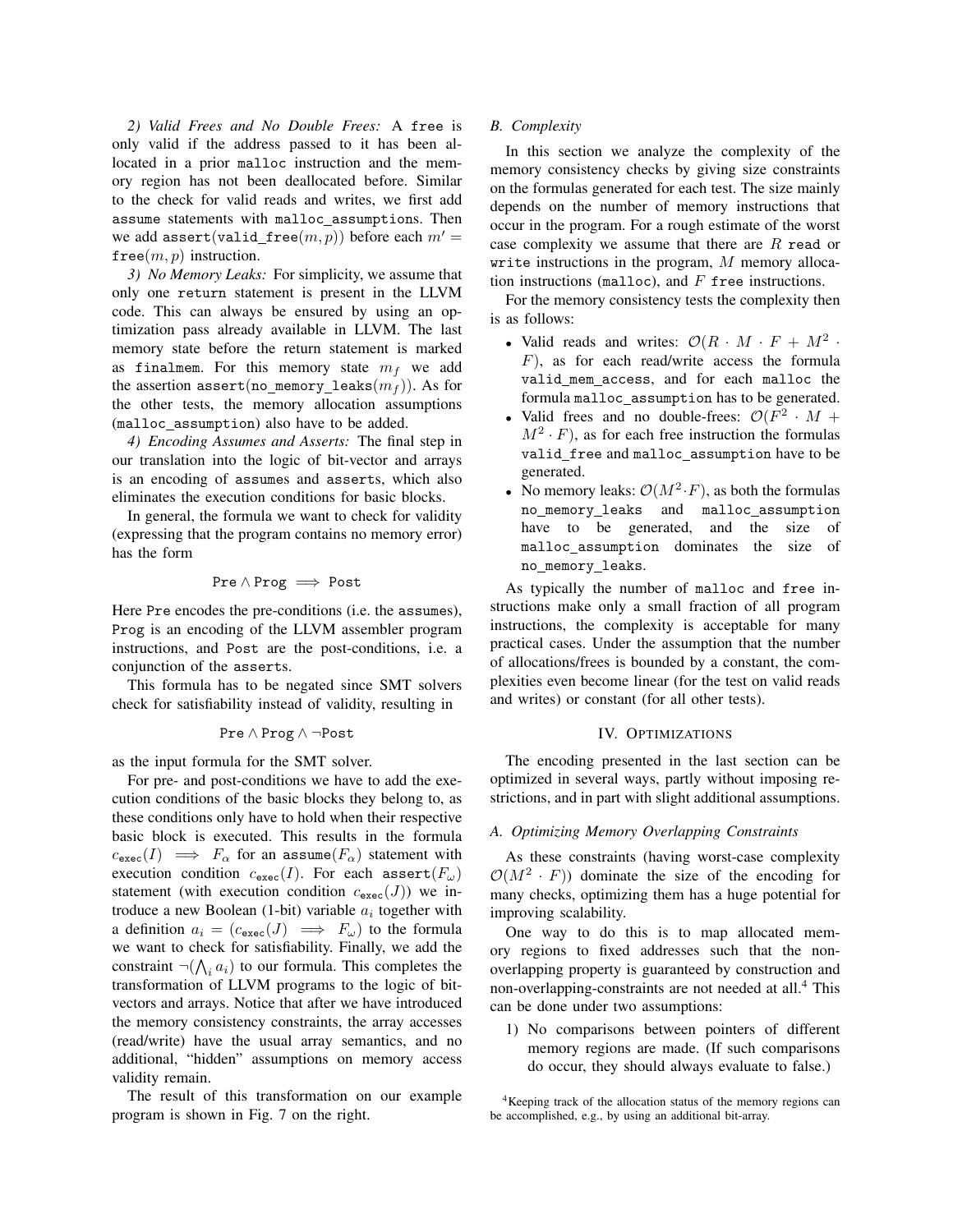*2) Valid Frees and No Double Frees:* A `free` is only valid if the address passed to it has been allocated in a prior `malloc` instruction and the memory region has not been deallocated before. Similar to the check for valid reads and writes, we first add `assume` statements with `malloc_assumptions`. Then we add `assert(valid_free`$(m, p)$`)` before each $m' = $ `free`$(m, p)$ instruction.

*3) No Memory Leaks:* For simplicity, we assume that only one `return` statement is present in the LLVM code. This can always be ensured by using an optimization pass already available in LLVM. The last memory state before the return statement is marked as `finalmem`. For this memory state $m_f$ we add the assertion `assert(no_memory_leaks`$(m_f)$`)`. As for the other tests, the memory allocation assumptions (`malloc_assumption`) also have to be added.

*4) Encoding Assumes and Asserts:* The final step in our translation into the logic of bit-vector and arrays is an encoding of `assume`s and `assert`s, which also eliminates the execution conditions for basic blocks.

In general, the formula we want to check for validity (expressing that the program contains no memory error) has the form

$$\texttt{Pre} \wedge \texttt{Prog} \implies \texttt{Post}$$

Here `Pre` encodes the pre-conditions (i.e. the `assume`s), `Prog` is an encoding of the LLVM assembler program instructions, and `Post` are the post-conditions, i.e. a conjunction of the `assert`s.

This formula has to be negated since SMT solvers check for satisfiability instead of validity, resulting in

$$\texttt{Pre} \wedge \texttt{Prog} \wedge \neg\texttt{Post}$$

as the input formula for the SMT solver.

For pre- and post-conditions we have to add the execution conditions of the basic blocks they belong to, as these conditions only have to hold when their respective basic block is executed. This results in the formula $c_{\texttt{exec}}(I) \implies F_\alpha$ for an `assume`$(F_\alpha)$ statement with execution condition $c_{\texttt{exec}}(I)$. For each `assert`$(F_\omega)$ statement (with execution condition $c_{\texttt{exec}}(J)$) we introduce a new Boolean (1-bit) variable $a_i$ together with a definition $a_i = (c_{\texttt{exec}}(J) \implies F_\omega)$ to the formula we want to check for satisfiability. Finally, we add the constraint $\neg(\bigwedge_i a_i)$ to our formula. This completes the transformation of LLVM programs to the logic of bit-vectors and arrays. Notice that after we have introduced the memory consistency constraints, the array accesses (read/write) have the usual array semantics, and no additional, "hidden" assumptions on memory access validity remain.

The result of this transformation on our example program is shown in Fig. 7 on the right.

### *B. Complexity*

In this section we analyze the complexity of the memory consistency checks by giving size constraints on the formulas generated for each test. The size mainly depends on the number of memory instructions that occur in the program. For a rough estimate of the worst case complexity we assume that there are $R$ `read` or `write` instructions in the program, $M$ memory allocation instructions (`malloc`), and $F$ `free` instructions.

For the memory consistency tests the complexity then is as follows:

- Valid reads and writes: $\mathcal{O}(R \cdot M \cdot F + M^2 \cdot F)$, as for each read/write access the formula `valid_mem_access`, and for each `malloc` the formula `malloc_assumption` has to be generated.
- Valid frees and no double-frees: $\mathcal{O}(F^2 \cdot M + M^2 \cdot F)$, as for each free instruction the formulas `valid_free` and `malloc_assumption` have to be generated.
- No memory leaks: $\mathcal{O}(M^2 \cdot F)$, as both the formulas `no_memory_leaks` and `malloc_assumption` have to be generated, and the size of `malloc_assumption` dominates the size of `no_memory_leaks`.

As typically the number of `malloc` and `free` instructions make only a small fraction of all program instructions, the complexity is acceptable for many practical cases. Under the assumption that the number of allocations/frees is bounded by a constant, the complexities even become linear (for the test on valid reads and writes) or constant (for all other tests).

## IV. Optimizations

The encoding presented in the last section can be optimized in several ways, partly without imposing restrictions, and in part with slight additional assumptions.

### *A. Optimizing Memory Overlapping Constraints*

As these constraints (having worst-case complexity $\mathcal{O}(M^2 \cdot F)$) dominate the size of the encoding for many checks, optimizing them has a huge potential for improving scalability.

One way to do this is to map allocated memory regions to fixed addresses such that the non-overlapping property is guaranteed by construction and non-overlapping-constraints are not needed at all.[4] This can be done under two assumptions:

1) No comparisons between pointers of different memory regions are made. (If such comparisons do occur, they should always evaluate to false.)

[4] Keeping track of the allocation status of the memory regions can be accomplished, e.g., by using an additional bit-array.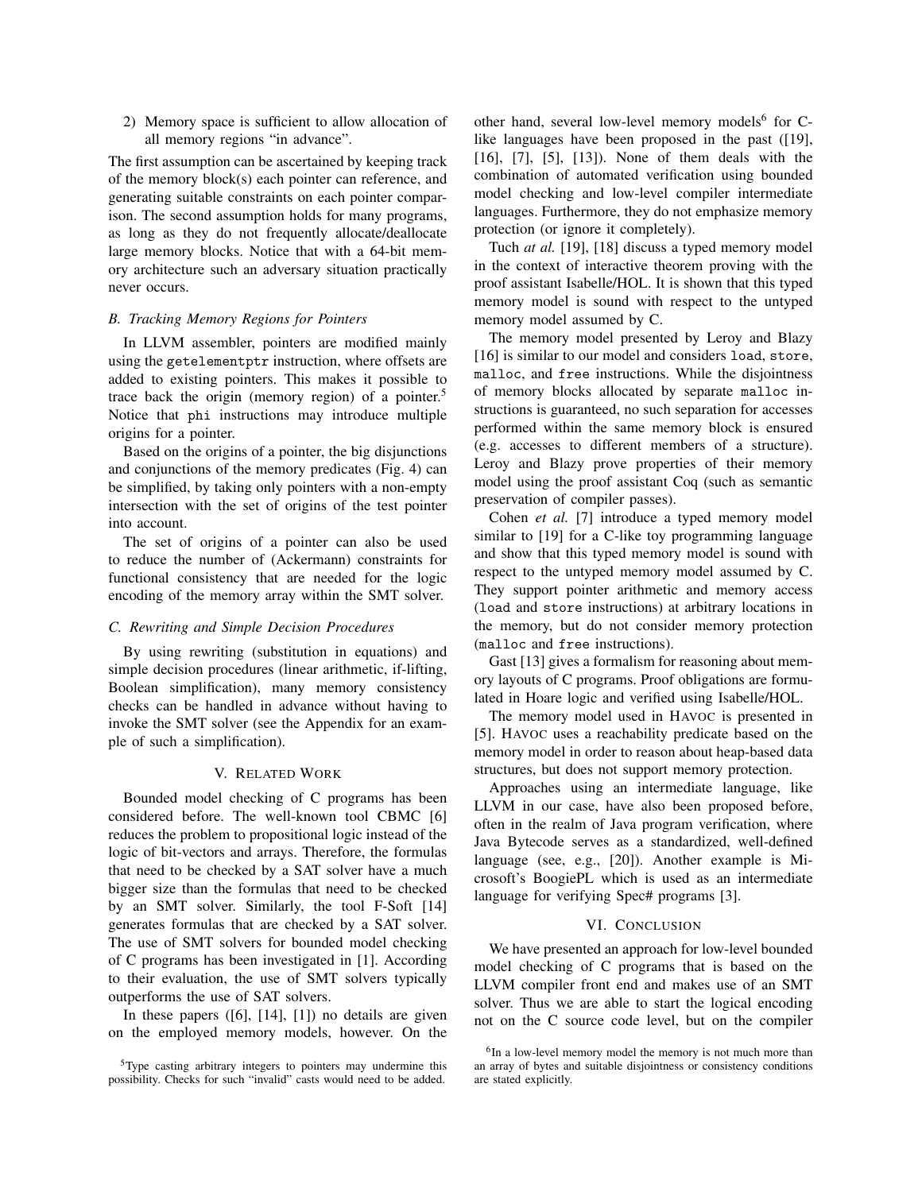2) Memory space is sufficient to allow allocation of all memory regions "in advance".

The first assumption can be ascertained by keeping track of the memory block(s) each pointer can reference, and generating suitable constraints on each pointer comparison. The second assumption holds for many programs, as long as they do not frequently allocate/deallocate large memory blocks. Notice that with a 64-bit memory architecture such an adversary situation practically never occurs.

### *B. Tracking Memory Regions for Pointers*

In LLVM assembler, pointers are modified mainly using the `getelementptr` instruction, where offsets are added to existing pointers. This makes it possible to trace back the origin (memory region) of a pointer.[5] Notice that `phi` instructions may introduce multiple origins for a pointer.

Based on the origins of a pointer, the big disjunctions and conjunctions of the memory predicates (Fig. 4) can be simplified, by taking only pointers with a non-empty intersection with the set of origins of the test pointer into account.

The set of origins of a pointer can also be used to reduce the number of (Ackermann) constraints for functional consistency that are needed for the logic encoding of the memory array within the SMT solver.

### *C. Rewriting and Simple Decision Procedures*

By using rewriting (substitution in equations) and simple decision procedures (linear arithmetic, if-lifting, Boolean simplification), many memory consistency checks can be handled in advance without having to invoke the SMT solver (see the Appendix for an example of such a simplification).

## V. Related Work

Bounded model checking of C programs has been considered before. The well-known tool CBMC [6] reduces the problem to propositional logic instead of the logic of bit-vectors and arrays. Therefore, the formulas that need to be checked by a SAT solver have a much bigger size than the formulas that need to be checked by an SMT solver. Similarly, the tool F-Soft [14] generates formulas that are checked by a SAT solver. The use of SMT solvers for bounded model checking of C programs has been investigated in [1]. According to their evaluation, the use of SMT solvers typically outperforms the use of SAT solvers.

In these papers ([6], [14], [1]) no details are given on the employed memory models, however. On the other hand, several low-level memory models[6] for C-like languages have been proposed in the past ([19], [16], [7], [5], [13]). None of them deals with the combination of automated verification using bounded model checking and low-level compiler intermediate languages. Furthermore, they do not emphasize memory protection (or ignore it completely).

Tuch *at al.* [19], [18] discuss a typed memory model in the context of interactive theorem proving with the proof assistant Isabelle/HOL. It is shown that this typed memory model is sound with respect to the untyped memory model assumed by C.

The memory model presented by Leroy and Blazy [16] is similar to our model and considers `load`, `store`, `malloc`, and `free` instructions. While the disjointness of memory blocks allocated by separate `malloc` instructions is guaranteed, no such separation for accesses performed within the same memory block is ensured (e.g. accesses to different members of a structure). Leroy and Blazy prove properties of their memory model using the proof assistant Coq (such as semantic preservation of compiler passes).

Cohen *et al.* [7] introduce a typed memory model similar to [19] for a C-like toy programming language and show that this typed memory model is sound with respect to the untyped memory model assumed by C. They support pointer arithmetic and memory access (`load` and `store` instructions) at arbitrary locations in the memory, but do not consider memory protection (`malloc` and `free` instructions).

Gast [13] gives a formalism for reasoning about memory layouts of C programs. Proof obligations are formulated in Hoare logic and verified using Isabelle/HOL.

The memory model used in HAVOC is presented in [5]. HAVOC uses a reachability predicate based on the memory model in order to reason about heap-based data structures, but does not support memory protection.

Approaches using an intermediate language, like LLVM in our case, have also been proposed before, often in the realm of Java program verification, where Java Bytecode serves as a standardized, well-defined language (see, e.g., [20]). Another example is Microsoft's BoogiePL which is used as an intermediate language for verifying Spec# programs [3].

## VI. Conclusion

We have presented an approach for low-level bounded model checking of C programs that is based on the LLVM compiler front end and makes use of an SMT solver. Thus we are able to start the logical encoding not on the C source code level, but on the compiler

[5] Type casting arbitrary integers to pointers may undermine this possibility. Checks for such "invalid" casts would need to be added.

[6] In a low-level memory model the memory is not much more than an array of bytes and suitable disjointness or consistency conditions are stated explicitly.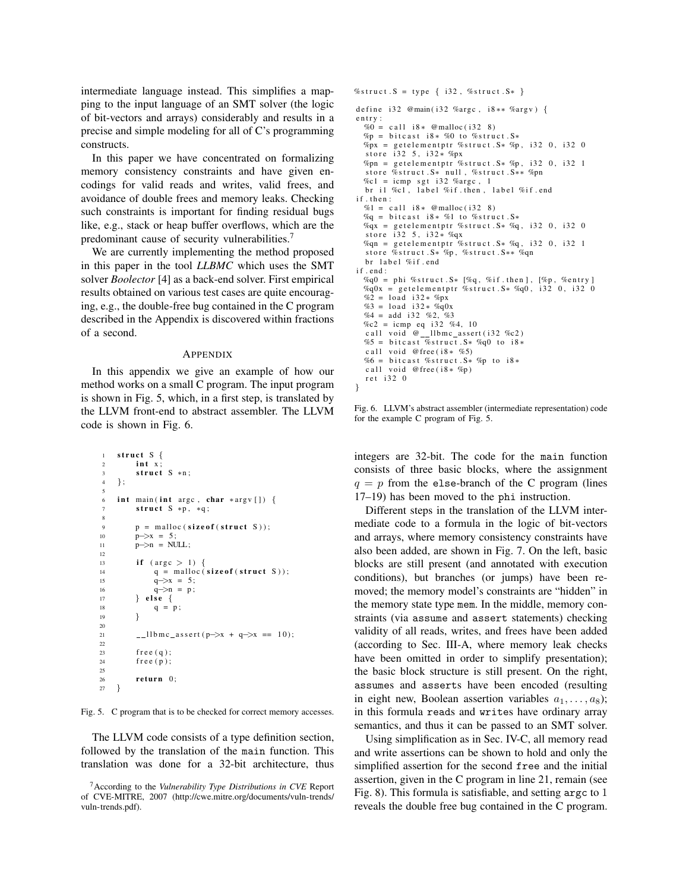intermediate language instead. This simplifies a mapping to the input language of an SMT solver (the logic of bit-vectors and arrays) considerably and results in a precise and simple modeling for all of C's programming constructs.

In this paper we have concentrated on formalizing memory consistency constraints and have given encodings for valid reads and writes, valid frees, and avoidance of double frees and memory leaks. Checking such constraints is important for finding residual bugs like, e.g., stack or heap buffer overflows, which are the predominant cause of security vulnerabilities.[7]

We are currently implementing the method proposed in this paper in the tool *LLBMC* which uses the SMT solver *Boolector* [4] as a back-end solver. First empirical results obtained on various test cases are quite encouraging, e.g., the double-free bug contained in the C program described in the Appendix is discovered within fractions of a second.

## Appendix

In this appendix we give an example of how our method works on a small C program. The input program is shown in Fig. 5, which, in a first step, is translated by the LLVM front-end to abstract assembler. The LLVM code is shown in Fig. 6.

```c
struct S {
    int x;
    struct S *n;
};

int main(int argc, char *argv[]) {
    struct S *p, *q;

    p = malloc(sizeof(struct S));
    p->x = 5;
    p->n = NULL;

    if (argc > 1) {
        q = malloc(sizeof(struct S));
        q->x = 5;
        q->n = p;
    } else {
        q = p;
    }

    __llbmc_assert(p->x + q->x == 10);

    free(q);
    free(p);

    return 0;
}
```

Fig. 5. C program that is to be checked for correct memory accesses.

The LLVM code consists of a type definition section, followed by the translation of the main function. This translation was done for a 32-bit architecture, thus integers are 32-bit. The code for the main function consists of three basic blocks, where the assignment $q = p$ from the else-branch of the C program (lines 17–19) has been moved to the phi instruction.

```
%struct.S = type { i32, %struct.S* }

define i32 @main(i32 %argc, i8** %argv) {
entry:
  %0 = call i8* @malloc(i32 8)
  %p = bitcast i8* %0 to %struct.S*
  %px = getelementptr %struct.S* %p, i32 0, i32 0
  store i32 5, i32* %px
  %pn = getelementptr %struct.S* %p, i32 0, i32 1
  store %struct.S* null, %struct.S** %pn
  %c1 = icmp sgt i32 %argc, 1
  br i1 %c1, label %if.then, label %if.end
if.then:
  %1 = call i8* @malloc(i32 8)
  %q = bitcast i8* %1 to %struct.S*
  %qx = getelementptr %struct.S* %q, i32 0, i32 0
  store i32 5, i32* %qx
  %qn = getelementptr %struct.S* %q, i32 0, i32 1
  store %struct.S* %p, %struct.S** %qn
  br label %if.end
if.end:
  %q0 = phi %struct.S* [%q, %if.then], [%p, %entry]
  %q0x = getelementptr %struct.S* %q0, i32 0, i32 0
  %2 = load i32* %px
  %3 = load i32* %q0x
  %4 = add i32 %2, %3
  %c2 = icmp eq i32 %4, 10
  call void @__llbmc_assert(i32 %c2)
  %5 = bitcast %struct.S* %q0 to i8*
  call void @free(i8* %5)
  %6 = bitcast %struct.S* %p to i8*
  call void @free(i8* %p)
  ret i32 0
}
```

Fig. 6. LLVM's abstract assembler (intermediate representation) code for the example C program of Fig. 5.

Different steps in the translation of the LLVM intermediate code to a formula in the logic of bit-vectors and arrays, where memory consistency constraints have also been added, are shown in Fig. 7. On the left, basic blocks are still present (and annotated with execution conditions), but branches (or jumps) have been removed; the memory model's constraints are "hidden" in the memory state type mem. In the middle, memory constraints (via assume and assert statements) checking validity of all reads, writes, and frees have been added (according to Sec. III-A, where memory leak checks have been omitted in order to simplify presentation); the basic block structure is still present. On the right, assumes and asserts have been encoded (resulting in eight new, Boolean assertion variables $a_1, \ldots, a_8$); in this formula reads and writes have ordinary array semantics, and thus it can be passed to an SMT solver.

Using simplification as in Sec. IV-C, all memory read and write assertions can be shown to hold and only the simplified assertion for the second free and the initial assertion, given in the C program in line 21, remain (see Fig. 8). This formula is satisfiable, and setting argc to 1 reveals the double free bug contained in the C program.

[7] According to the *Vulnerability Type Distributions in CVE* Report of CVE-MITRE, 2007 (http://cwe.mitre.org/documents/vuln-trends/vuln-trends.pdf).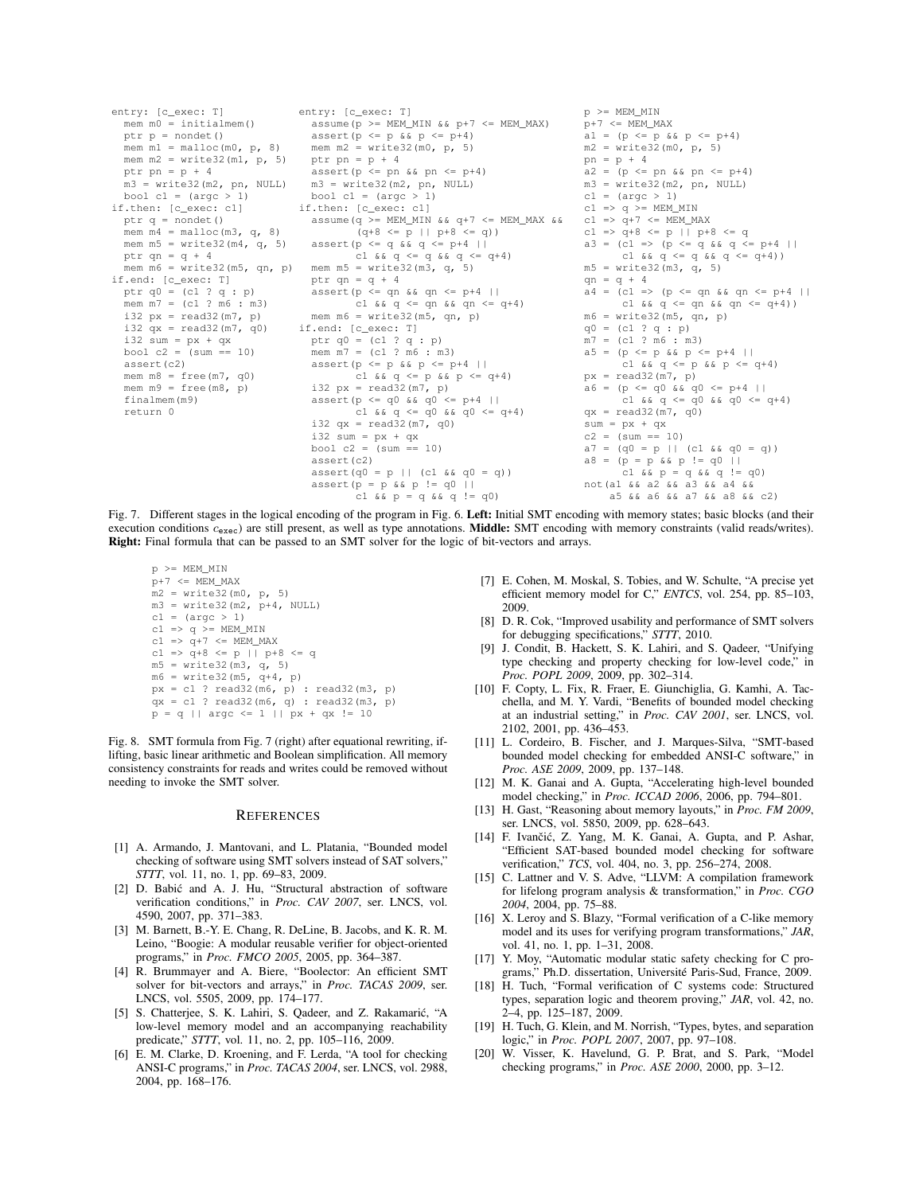```
entry: [c_exec: T]
  mem m0 = initialmem()
  ptr p = nondet()
  mem m1 = malloc(m0, p, 8)
  mem m2 = write32(m1, p, 5)
  ptr pn = p + 4
  m3 = write32(m2, pn, NULL)
  bool c1 = (argc > 1)
if.then: [c_exec: c1]
  ptr q = nondet()
  mem m4 = malloc(m3, q, 8)
  mem m5 = write32(m4, q, 5)
  ptr qn = q + 4
  mem m6 = write32(m5, qn, p)
if.end: [c_exec: T]
  ptr q0 = (c1 ? q : p)
  mem m7 = (c1 ? m6 : m3)
  i32 px = read32(m7, p)
  i32 qx = read32(m7, q0)
  i32 sum = px + qx
  bool c2 = (sum == 10)
  assert(c2)
  mem m8 = free(m7, q0)
  mem m9 = free(m8, p)
  finalmem(m9)
  return 0
```

```
entry: [c_exec: T]
  assume(p >= MEM_MIN && p+7 <= MEM_MAX)
  assert(p <= p && p <= p+4)
  mem m2 = write32(m0, p, 5)
  ptr pn = p + 4
  assert(p <= pn && pn <= p+4)
  m3 = write32(m2, pn, NULL)
  bool c1 = (argc > 1)
if.then: [c_exec: c1]
  assume(q >= MEM_MIN && q+7 <= MEM_MAX &&
       (q+8 <= p || p+8 <= q))
  assert(p <= q && q <= p+4 ||
         c1 && q <= q && q <= q+4)
  mem m5 = write32(m3, q, 5)
  ptr qn = q + 4
  assert(p <= qn && qn <= p+4 ||
         c1 && q <= qn && qn <= q+4)
  mem m6 = write32(m5, qn, p)
if.end: [c_exec: T]
  ptr q0 = (c1 ? q : p)
  mem m7 = (c1 ? m6 : m3)
  assert(p <= p && p <= p+4 ||
         c1 && q <= p && p <= q+4)
  i32 px = read32(m7, p)
  assert(p <= q0 && q0 <= p+4 ||
         c1 && q <= q0 && q0 <= q+4)
  i32 qx = read32(m7, q0)
  i32 sum = px + qx
  bool c2 = (sum == 10)
  assert(c2)
  assert(q0 = p || (c1 && q0 = q))
  assert(p = p && p != q0 ||
         c1 && p = q && q != q0)
```

```
p >= MEM_MIN
p+7 <= MEM_MAX
a1 = (p <= p && p <= p+4)
m2 = write32(m0, p, 5)
pn = p + 4
a2 = (p <= pn && pn <= p+4)
m3 = write32(m2, pn, NULL)
c1 = (argc > 1)
c1 => q >= MEM_MIN
c1 => q+7 <= MEM_MAX
c1 => q+8 <= p || p+8 <= q
a3 = (c1 => (p <= q && q <= p+4 ||
     c1 && q <= q && q <= q+4))
m5 = write32(m3, q, 5)
qn = q + 4
a4 = (c1 => (p <= qn && qn <= p+4 ||
     c1 && q <= qn && qn <= q+4))
m6 = write32(m5, qn, p)
q0 = (c1 ? q : p)
m7 = (c1 ? m6 : m3)
a5 = (p <= p && p <= p+4 ||
     c1 && q <= p && p <= q+4)
px = read32(m7, p)
a6 = (p <= q0 && q0 <= p+4 ||
     c1 && q <= q0 && q0 <= q+4)
qx = read32(m7, q0)
sum = px + qx
c2 = (sum == 10)
a7 = (q0 = p || (c1 && q0 = q))
a8 = (p = p && p != q0 ||
     c1 && p = q && q != q0)
not(a1 && a2 && a3 && a4 &&
   a5 && a6 && a7 && a8 && c2)
```

Fig. 7. Different stages in the logical encoding of the program in Fig. 6. **Left:** Initial SMT encoding with memory states; basic blocks (and their execution conditions $c_{\mathtt{exec}}$) are still present, as well as type annotations. **Middle:** SMT encoding with memory constraints (valid reads/writes). **Right:** Final formula that can be passed to an SMT solver for the logic of bit-vectors and arrays.

```
p >= MEM_MIN
p+7 <= MEM_MAX
m2 = write32(m0, p, 5)
m3 = write32(m2, p+4, NULL)
c1 = (argc > 1)
c1 => q >= MEM_MIN
c1 => q+7 <= MEM_MAX
c1 => q+8 <= p || p+8 <= q
m5 = write32(m3, q, 5)
m6 = write32(m5, q+4, p)
px = c1 ? read32(m6, p) : read32(m3, p)
qx = c1 ? read32(m6, q) : read32(m3, p)
p = q || argc <= 1 || px + qx != 10
```

Fig. 8. SMT formula from Fig. 7 (right) after equational rewriting, if-lifting, basic linear arithmetic and Boolean simplification. All memory consistency constraints for reads and writes could be removed without needing to invoke the SMT solver.

## References

[1] A. Armando, J. Mantovani, and L. Platania, "Bounded model checking of software using SMT solvers instead of SAT solvers," *STTT*, vol. 11, no. 1, pp. 69–83, 2009.

[2] D. Babić and A. J. Hu, "Structural abstraction of software verification conditions," in *Proc. CAV 2007*, ser. LNCS, vol. 4590, 2007, pp. 371–383.

[3] M. Barnett, B.-Y. E. Chang, R. DeLine, B. Jacobs, and K. R. M. Leino, "Boogie: A modular reusable verifier for object-oriented programs," in *Proc. FMCO 2005*, 2005, pp. 364–387.

[4] R. Brummayer and A. Biere, "Boolector: An efficient SMT solver for bit-vectors and arrays," in *Proc. TACAS 2009*, ser. LNCS, vol. 5505, 2009, pp. 174–177.

[5] S. Chatterjee, S. K. Lahiri, S. Qadeer, and Z. Rakamarić, "A low-level memory model and an accompanying reachability predicate," *STTT*, vol. 11, no. 2, pp. 105–116, 2009.

[6] E. M. Clarke, D. Kroening, and F. Lerda, "A tool for checking ANSI-C programs," in *Proc. TACAS 2004*, ser. LNCS, vol. 2988, 2004, pp. 168–176.

[7] E. Cohen, M. Moskal, S. Tobies, and W. Schulte, "A precise yet efficient memory model for C," *ENTCS*, vol. 254, pp. 85–103, 2009.

[8] D. R. Cok, "Improved usability and performance of SMT solvers for debugging specifications," *STTT*, 2010.

[9] J. Condit, B. Hackett, S. K. Lahiri, and S. Qadeer, "Unifying type checking and property checking for low-level code," in *Proc. POPL 2009*, 2009, pp. 302–314.

[10] F. Copty, L. Fix, R. Fraer, E. Giunchiglia, G. Kamhi, A. Tacchella, and M. Y. Vardi, "Benefits of bounded model checking at an industrial setting," in *Proc. CAV 2001*, ser. LNCS, vol. 2102, 2001, pp. 436–453.

[11] L. Cordeiro, B. Fischer, and J. Marques-Silva, "SMT-based bounded model checking for embedded ANSI-C software," in *Proc. ASE 2009*, 2009, pp. 137–148.

[12] M. K. Ganai and A. Gupta, "Accelerating high-level bounded model checking," in *Proc. ICCAD 2006*, 2006, pp. 794–801.

[13] H. Gast, "Reasoning about memory layouts," in *Proc. FM 2009*, ser. LNCS, vol. 5850, 2009, pp. 628–643.

[14] F. Ivančić, Z. Yang, M. K. Ganai, A. Gupta, and P. Ashar, "Efficient SAT-based bounded model checking for software verification," *TCS*, vol. 404, no. 3, pp. 256–274, 2008.

[15] C. Lattner and V. S. Adve, "LLVM: A compilation framework for lifelong program analysis & transformation," in *Proc. CGO 2004*, 2004, pp. 75–88.

[16] X. Leroy and S. Blazy, "Formal verification of a C-like memory model and its uses for verifying program transformations," *JAR*, vol. 41, no. 1, pp. 1–31, 2008.

[17] Y. Moy, "Automatic modular static safety checking for C programs," Ph.D. dissertation, Université Paris-Sud, France, 2009.

[18] H. Tuch, "Formal verification of C systems code: Structured types, separation logic and theorem proving," *JAR*, vol. 42, no. 2–4, pp. 125–187, 2009.

[19] H. Tuch, G. Klein, and M. Norrish, "Types, bytes, and separation logic," in *Proc. POPL 2007*, 2007, pp. 97–108.

[20] W. Visser, K. Havelund, G. P. Brat, and S. Park, "Model checking programs," in *Proc. ASE 2000*, 2000, pp. 3–12.